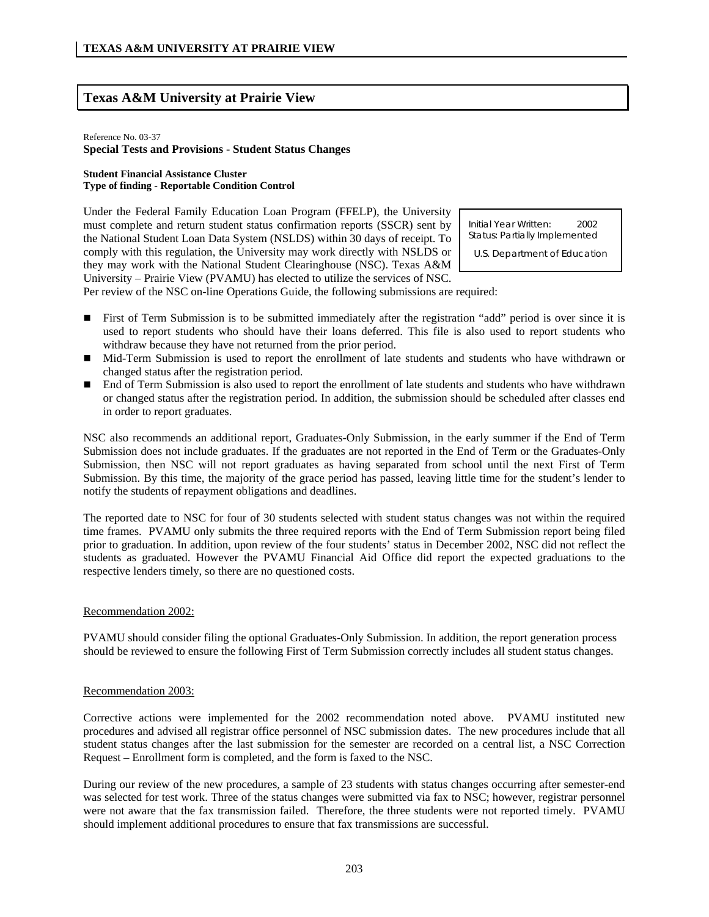## Texas A&M University at Prairie View

Reference No. 03-37
**Special Tests and Provisions - Student Status Changes**

**Student Financial Assistance Cluster**
**Type of finding - Reportable Condition Control**

Initial Year Written: 2002
Status: Partially Implemented

U.S. Department of Education

Under the Federal Family Education Loan Program (FFELP), the University must complete and return student status confirmation reports (SSCR) sent by the National Student Loan Data System (NSLDS) within 30 days of receipt. To comply with this regulation, the University may work directly with NSLDS or they may work with the National Student Clearinghouse (NSC). Texas A&M University – Prairie View (PVAMU) has elected to utilize the services of NSC. Per review of the NSC on-line Operations Guide, the following submissions are required:

- First of Term Submission is to be submitted immediately after the registration "add" period is over since it is used to report students who should have their loans deferred. This file is also used to report students who withdraw because they have not returned from the prior period.
- Mid-Term Submission is used to report the enrollment of late students and students who have withdrawn or changed status after the registration period.
- End of Term Submission is also used to report the enrollment of late students and students who have withdrawn or changed status after the registration period. In addition, the submission should be scheduled after classes end in order to report graduates.

NSC also recommends an additional report, Graduates-Only Submission, in the early summer if the End of Term Submission does not include graduates. If the graduates are not reported in the End of Term or the Graduates-Only Submission, then NSC will not report graduates as having separated from school until the next First of Term Submission. By this time, the majority of the grace period has passed, leaving little time for the student's lender to notify the students of repayment obligations and deadlines.

The reported date to NSC for four of 30 students selected with student status changes was not within the required time frames. PVAMU only submits the three required reports with the End of Term Submission report being filed prior to graduation. In addition, upon review of the four students' status in December 2002, NSC did not reflect the students as graduated. However the PVAMU Financial Aid Office did report the expected graduations to the respective lenders timely, so there are no questioned costs.

Recommendation 2002:

PVAMU should consider filing the optional Graduates-Only Submission. In addition, the report generation process should be reviewed to ensure the following First of Term Submission correctly includes all student status changes.

Recommendation 2003:

Corrective actions were implemented for the 2002 recommendation noted above. PVAMU instituted new procedures and advised all registrar office personnel of NSC submission dates. The new procedures include that all student status changes after the last submission for the semester are recorded on a central list, a NSC Correction Request – Enrollment form is completed, and the form is faxed to the NSC.

During our review of the new procedures, a sample of 23 students with status changes occurring after semester-end was selected for test work. Three of the status changes were submitted via fax to NSC; however, registrar personnel were not aware that the fax transmission failed. Therefore, the three students were not reported timely. PVAMU should implement additional procedures to ensure that fax transmissions are successful.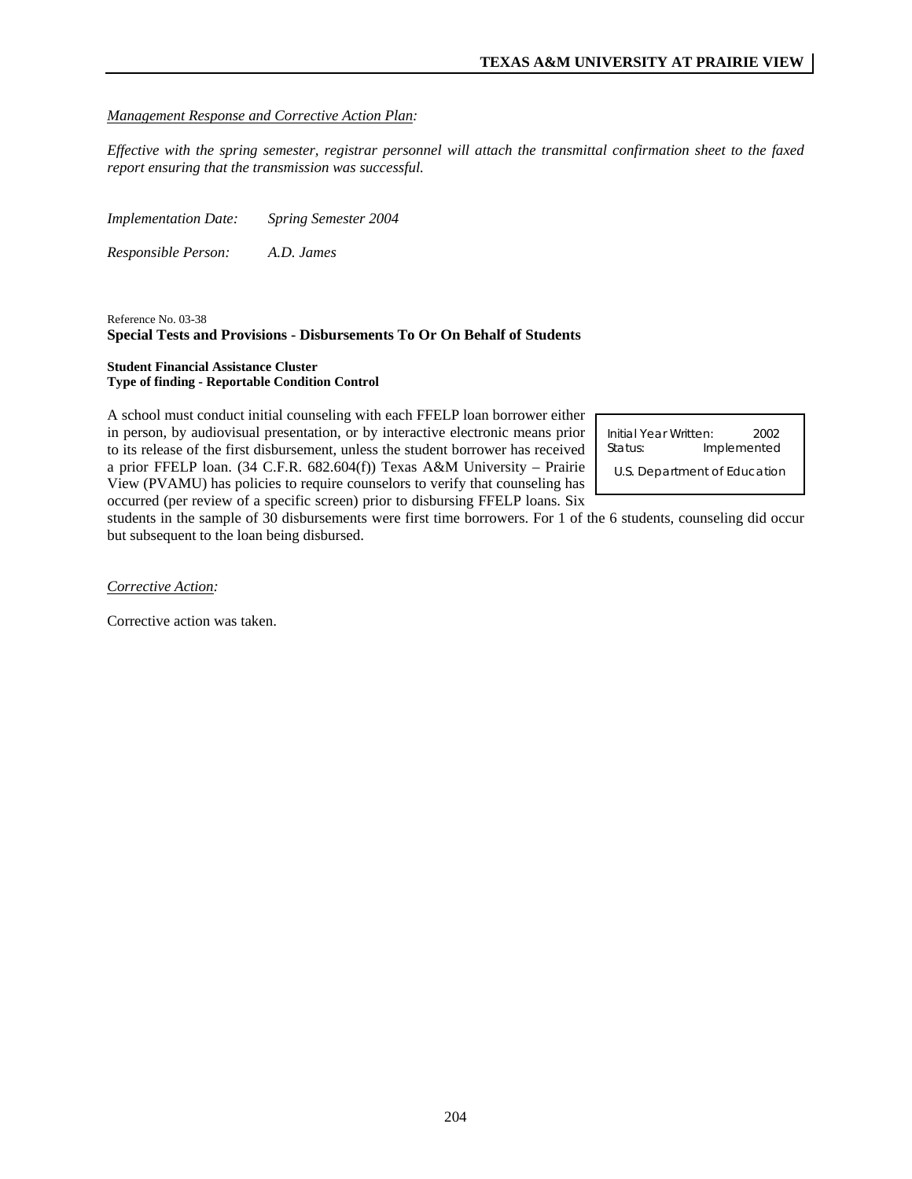*Management Response and Corrective Action Plan:*

*Effective with the spring semester, registrar personnel will attach the transmittal confirmation sheet to the faxed report ensuring that the transmission was successful.*

*Implementation Date:* *Spring Semester 2004*

*Responsible Person:* *A.D. James*

Reference No. 03-38

**Special Tests and Provisions - Disbursements To Or On Behalf of Students**

**Student Financial Assistance Cluster**
**Type of finding - Reportable Condition Control**

Initial Year Written: 2002
Status: Implemented

U.S. Department of Education

A school must conduct initial counseling with each FFELP loan borrower either in person, by audiovisual presentation, or by interactive electronic means prior to its release of the first disbursement, unless the student borrower has received a prior FFELP loan. (34 C.F.R. 682.604(f)) Texas A&M University – Prairie View (PVAMU) has policies to require counselors to verify that counseling has occurred (per review of a specific screen) prior to disbursing FFELP loans. Six students in the sample of 30 disbursements were first time borrowers. For 1 of the 6 students, counseling did occur but subsequent to the loan being disbursed.

*Corrective Action:*

Corrective action was taken.